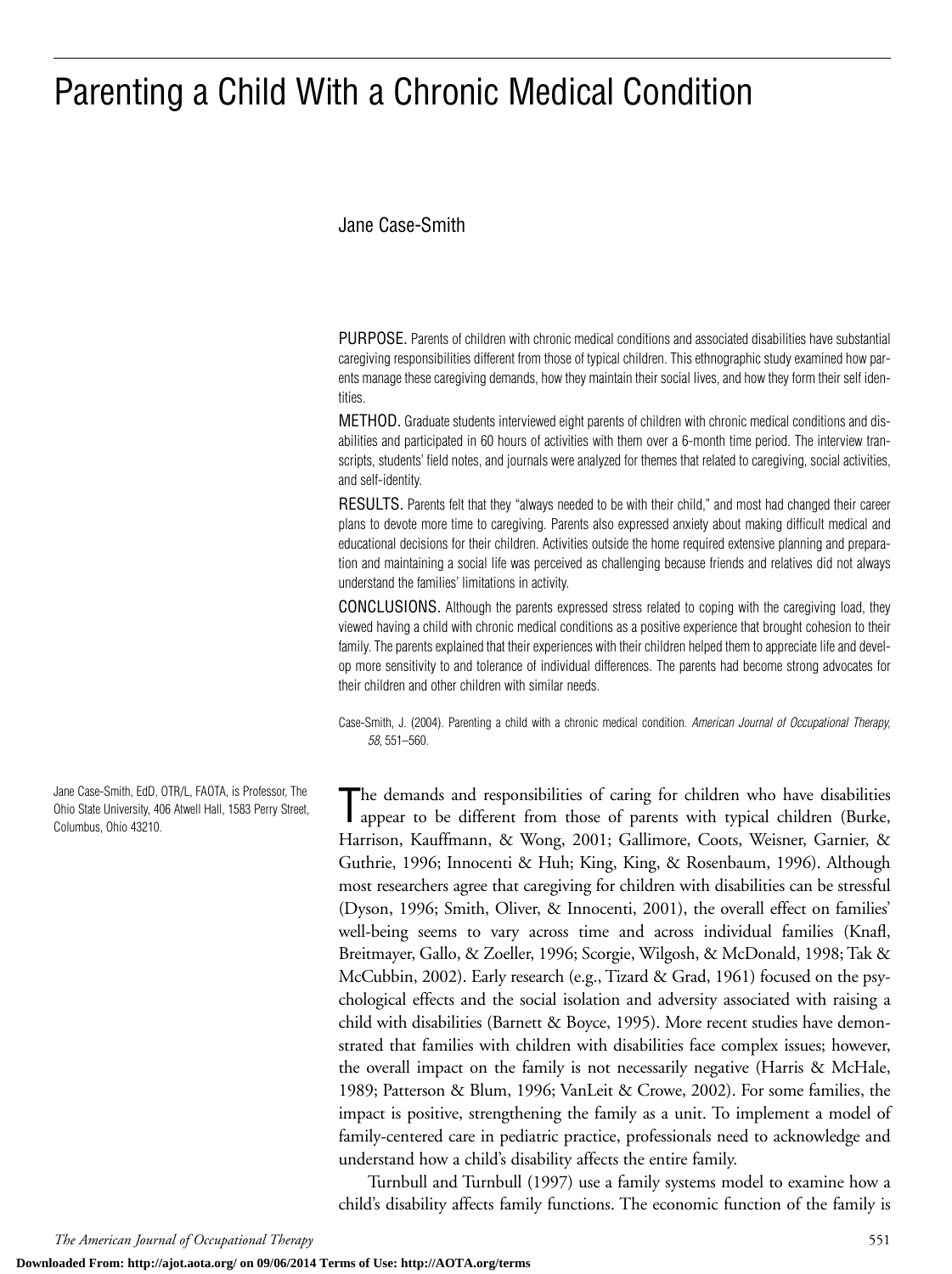# Parenting a Child With a Chronic Medical Condition

Jane Case-Smith

PURPOSE. Parents of children with chronic medical conditions and associated disabilities have substantial caregiving responsibilities different from those of typical children. This ethnographic study examined how parents manage these caregiving demands, how they maintain their social lives, and how they form their self identities.

METHOD. Graduate students interviewed eight parents of children with chronic medical conditions and disabilities and participated in 60 hours of activities with them over a 6-month time period. The interview transcripts, students' field notes, and journals were analyzed for themes that related to caregiving, social activities, and self-identity.

RESULTS. Parents felt that they "always needed to be with their child," and most had changed their career plans to devote more time to caregiving. Parents also expressed anxiety about making difficult medical and educational decisions for their children. Activities outside the home required extensive planning and preparation and maintaining a social life was perceived as challenging because friends and relatives did not always understand the families' limitations in activity.

CONCLUSIONS. Although the parents expressed stress related to coping with the caregiving load, they viewed having a child with chronic medical conditions as a positive experience that brought cohesion to their family. The parents explained that their experiences with their children helped them to appreciate life and develop more sensitivity to and tolerance of individual differences. The parents had become strong advocates for their children and other children with similar needs.

Case-Smith, J. (2004). Parenting a child with a chronic medical condition. *American Journal of Occupational Therapy, 58*, 551–560.

Jane Case-Smith, EdD, OTR/L, FAOTA, is Professor, The Ohio State University, 406 Atwell Hall, 1583 Perry Street, Columbus, Ohio 43210.

The demands and responsibilities of caring for children who have disabilities appear to be different from those of parents with typical children (Burke, Harrison, Kauffmann, & Wong, 2001; Gallimore, Coots, Weisner, Garnier, & Guthrie, 1996; Innocenti & Huh; King, King, & Rosenbaum, 1996). Although most researchers agree that caregiving for children with disabilities can be stressful (Dyson, 1996; Smith, Oliver, & Innocenti, 2001), the overall effect on families' well-being seems to vary across time and across individual families (Knafl, Breitmayer, Gallo, & Zoeller, 1996; Scorgie, Wilgosh, & McDonald, 1998; Tak & McCubbin, 2002). Early research (e.g., Tizard & Grad, 1961) focused on the psychological effects and the social isolation and adversity associated with raising a child with disabilities (Barnett & Boyce, 1995). More recent studies have demonstrated that families with children with disabilities face complex issues; however, the overall impact on the family is not necessarily negative (Harris & McHale, 1989; Patterson & Blum, 1996; VanLeit & Crowe, 2002). For some families, the impact is positive, strengthening the family as a unit. To implement a model of family-centered care in pediatric practice, professionals need to acknowledge and understand how a child's disability affects the entire family.

Turnbull and Turnbull (1997) use a family systems model to examine how a child's disability affects family functions. The economic function of the family is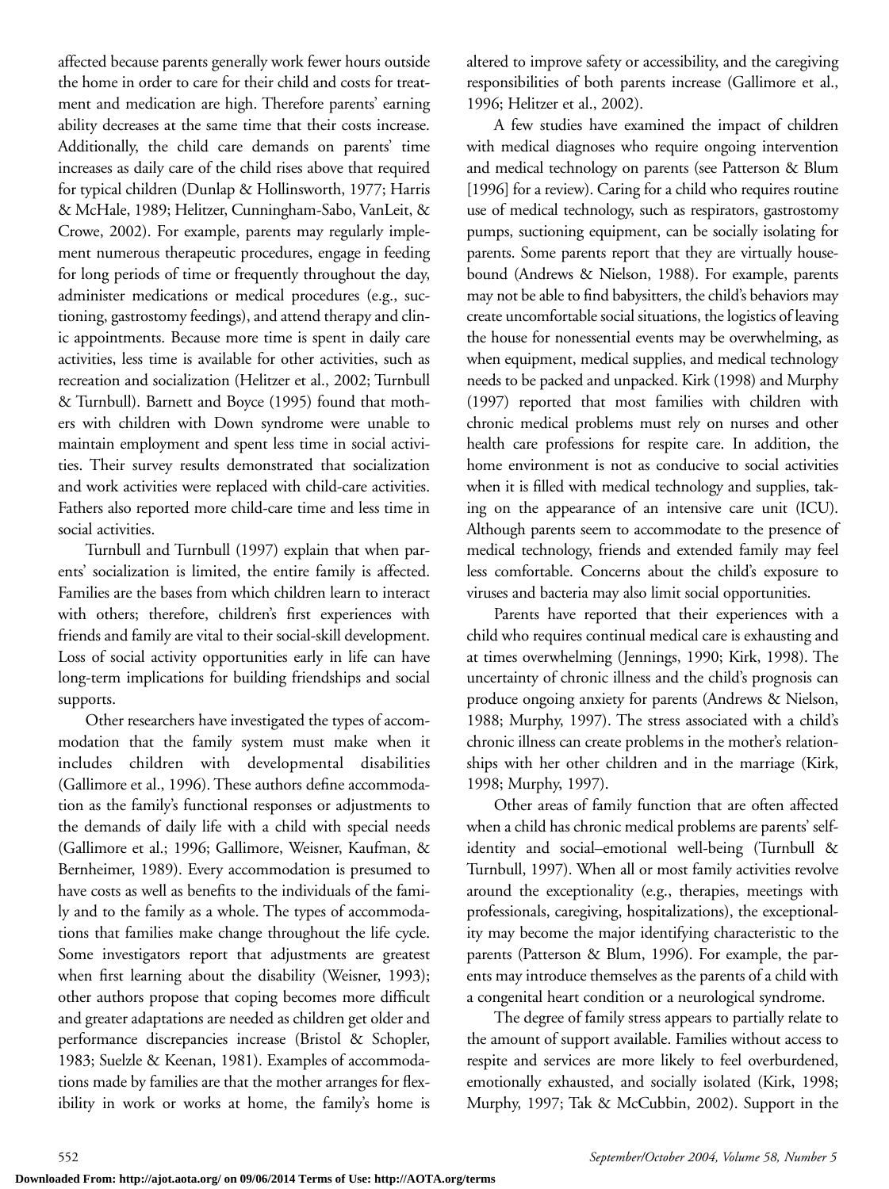affected because parents generally work fewer hours outside the home in order to care for their child and costs for treatment and medication are high. Therefore parents' earning ability decreases at the same time that their costs increase. Additionally, the child care demands on parents' time increases as daily care of the child rises above that required for typical children (Dunlap & Hollinsworth, 1977; Harris & McHale, 1989; Helitzer, Cunningham-Sabo, VanLeit, & Crowe, 2002). For example, parents may regularly implement numerous therapeutic procedures, engage in feeding for long periods of time or frequently throughout the day, administer medications or medical procedures (e.g., suctioning, gastrostomy feedings), and attend therapy and clinic appointments. Because more time is spent in daily care activities, less time is available for other activities, such as recreation and socialization (Helitzer et al., 2002; Turnbull & Turnbull). Barnett and Boyce (1995) found that mothers with children with Down syndrome were unable to maintain employment and spent less time in social activities. Their survey results demonstrated that socialization and work activities were replaced with child-care activities. Fathers also reported more child-care time and less time in social activities.

Turnbull and Turnbull (1997) explain that when parents' socialization is limited, the entire family is affected. Families are the bases from which children learn to interact with others; therefore, children's first experiences with friends and family are vital to their social-skill development. Loss of social activity opportunities early in life can have long-term implications for building friendships and social supports.

Other researchers have investigated the types of accommodation that the family system must make when it includes children with developmental disabilities (Gallimore et al., 1996). These authors define accommodation as the family's functional responses or adjustments to the demands of daily life with a child with special needs (Gallimore et al.; 1996; Gallimore, Weisner, Kaufman, & Bernheimer, 1989). Every accommodation is presumed to have costs as well as benefits to the individuals of the family and to the family as a whole. The types of accommodations that families make change throughout the life cycle. Some investigators report that adjustments are greatest when first learning about the disability (Weisner, 1993); other authors propose that coping becomes more difficult and greater adaptations are needed as children get older and performance discrepancies increase (Bristol & Schopler, 1983; Suelzle & Keenan, 1981). Examples of accommodations made by families are that the mother arranges for flexibility in work or works at home, the family's home is altered to improve safety or accessibility, and the caregiving responsibilities of both parents increase (Gallimore et al., 1996; Helitzer et al., 2002).

A few studies have examined the impact of children with medical diagnoses who require ongoing intervention and medical technology on parents (see Patterson & Blum [1996] for a review). Caring for a child who requires routine use of medical technology, such as respirators, gastrostomy pumps, suctioning equipment, can be socially isolating for parents. Some parents report that they are virtually housebound (Andrews & Nielson, 1988). For example, parents may not be able to find babysitters, the child's behaviors may create uncomfortable social situations, the logistics of leaving the house for nonessential events may be overwhelming, as when equipment, medical supplies, and medical technology needs to be packed and unpacked. Kirk (1998) and Murphy (1997) reported that most families with children with chronic medical problems must rely on nurses and other health care professions for respite care. In addition, the home environment is not as conducive to social activities when it is filled with medical technology and supplies, taking on the appearance of an intensive care unit (ICU). Although parents seem to accommodate to the presence of medical technology, friends and extended family may feel less comfortable. Concerns about the child's exposure to viruses and bacteria may also limit social opportunities.

Parents have reported that their experiences with a child who requires continual medical care is exhausting and at times overwhelming (Jennings, 1990; Kirk, 1998). The uncertainty of chronic illness and the child's prognosis can produce ongoing anxiety for parents (Andrews & Nielson, 1988; Murphy, 1997). The stress associated with a child's chronic illness can create problems in the mother's relationships with her other children and in the marriage (Kirk, 1998; Murphy, 1997).

Other areas of family function that are often affected when a child has chronic medical problems are parents' self-identity and social–emotional well-being (Turnbull & Turnbull, 1997). When all or most family activities revolve around the exceptionality (e.g., therapies, meetings with professionals, caregiving, hospitalizations), the exceptionality may become the major identifying characteristic to the parents (Patterson & Blum, 1996). For example, the parents may introduce themselves as the parents of a child with a congenital heart condition or a neurological syndrome.

The degree of family stress appears to partially relate to the amount of support available. Families without access to respite and services are more likely to feel overburdened, emotionally exhausted, and socially isolated (Kirk, 1998; Murphy, 1997; Tak & McCubbin, 2002). Support in the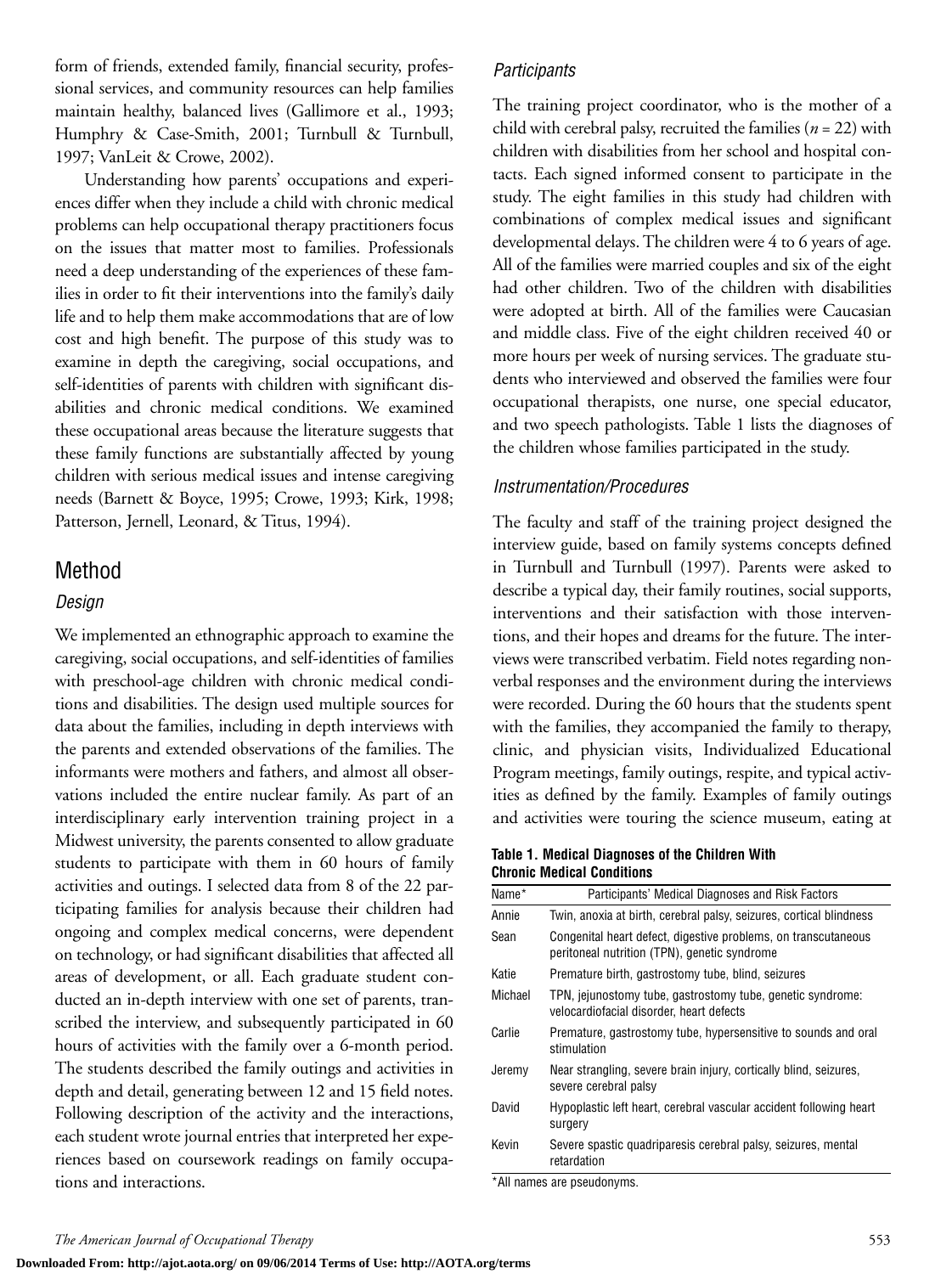form of friends, extended family, financial security, professional services, and community resources can help families maintain healthy, balanced lives (Gallimore et al., 1993; Humphry & Case-Smith, 2001; Turnbull & Turnbull, 1997; VanLeit & Crowe, 2002).

Understanding how parents' occupations and experiences differ when they include a child with chronic medical problems can help occupational therapy practitioners focus on the issues that matter most to families. Professionals need a deep understanding of the experiences of these families in order to fit their interventions into the family's daily life and to help them make accommodations that are of low cost and high benefit. The purpose of this study was to examine in depth the caregiving, social occupations, and self-identities of parents with children with significant disabilities and chronic medical conditions. We examined these occupational areas because the literature suggests that these family functions are substantially affected by young children with serious medical issues and intense caregiving needs (Barnett & Boyce, 1995; Crowe, 1993; Kirk, 1998; Patterson, Jernell, Leonard, & Titus, 1994).

## Method

### *Design*

We implemented an ethnographic approach to examine the caregiving, social occupations, and self-identities of families with preschool-age children with chronic medical conditions and disabilities. The design used multiple sources for data about the families, including in depth interviews with the parents and extended observations of the families. The informants were mothers and fathers, and almost all observations included the entire nuclear family. As part of an interdisciplinary early intervention training project in a Midwest university, the parents consented to allow graduate students to participate with them in 60 hours of family activities and outings. I selected data from 8 of the 22 participating families for analysis because their children had ongoing and complex medical concerns, were dependent on technology, or had significant disabilities that affected all areas of development, or all. Each graduate student conducted an in-depth interview with one set of parents, transcribed the interview, and subsequently participated in 60 hours of activities with the family over a 6-month period. The students described the family outings and activities in depth and detail, generating between 12 and 15 field notes. Following description of the activity and the interactions, each student wrote journal entries that interpreted her experiences based on coursework readings on family occupations and interactions.

### *Participants*

The training project coordinator, who is the mother of a child with cerebral palsy, recruited the families ($n = 22$) with children with disabilities from her school and hospital contacts. Each signed informed consent to participate in the study. The eight families in this study had children with combinations of complex medical issues and significant developmental delays. The children were 4 to 6 years of age. All of the families were married couples and six of the eight had other children. Two of the children with disabilities were adopted at birth. All of the families were Caucasian and middle class. Five of the eight children received 40 or more hours per week of nursing services. The graduate students who interviewed and observed the families were four occupational therapists, one nurse, one special educator, and two speech pathologists. Table 1 lists the diagnoses of the children whose families participated in the study.

### *Instrumentation/Procedures*

The faculty and staff of the training project designed the interview guide, based on family systems concepts defined in Turnbull and Turnbull (1997). Parents were asked to describe a typical day, their family routines, social supports, interventions and their satisfaction with those interventions, and their hopes and dreams for the future. The interviews were transcribed verbatim. Field notes regarding nonverbal responses and the environment during the interviews were recorded. During the 60 hours that the students spent with the families, they accompanied the family to therapy, clinic, and physician visits, Individualized Educational Program meetings, family outings, respite, and typical activities as defined by the family. Examples of family outings and activities were touring the science museum, eating at

**Table 1. Medical Diagnoses of the Children With Chronic Medical Conditions**

| Name* | Participants' Medical Diagnoses and Risk Factors |
|---|---|
| Annie | Twin, anoxia at birth, cerebral palsy, seizures, cortical blindness |
| Sean | Congenital heart defect, digestive problems, on transcutaneous peritoneal nutrition (TPN), genetic syndrome |
| Katie | Premature birth, gastrostomy tube, blind, seizures |
| Michael | TPN, jejunostomy tube, gastrostomy tube, genetic syndrome: velocardiofacial disorder, heart defects |
| Carlie | Premature, gastrostomy tube, hypersensitive to sounds and oral stimulation |
| Jeremy | Near strangling, severe brain injury, cortically blind, seizures, severe cerebral palsy |
| David | Hypoplastic left heart, cerebral vascular accident following heart surgery |
| Kevin | Severe spastic quadriparesis cerebral palsy, seizures, mental retardation |

*All names are pseudonyms.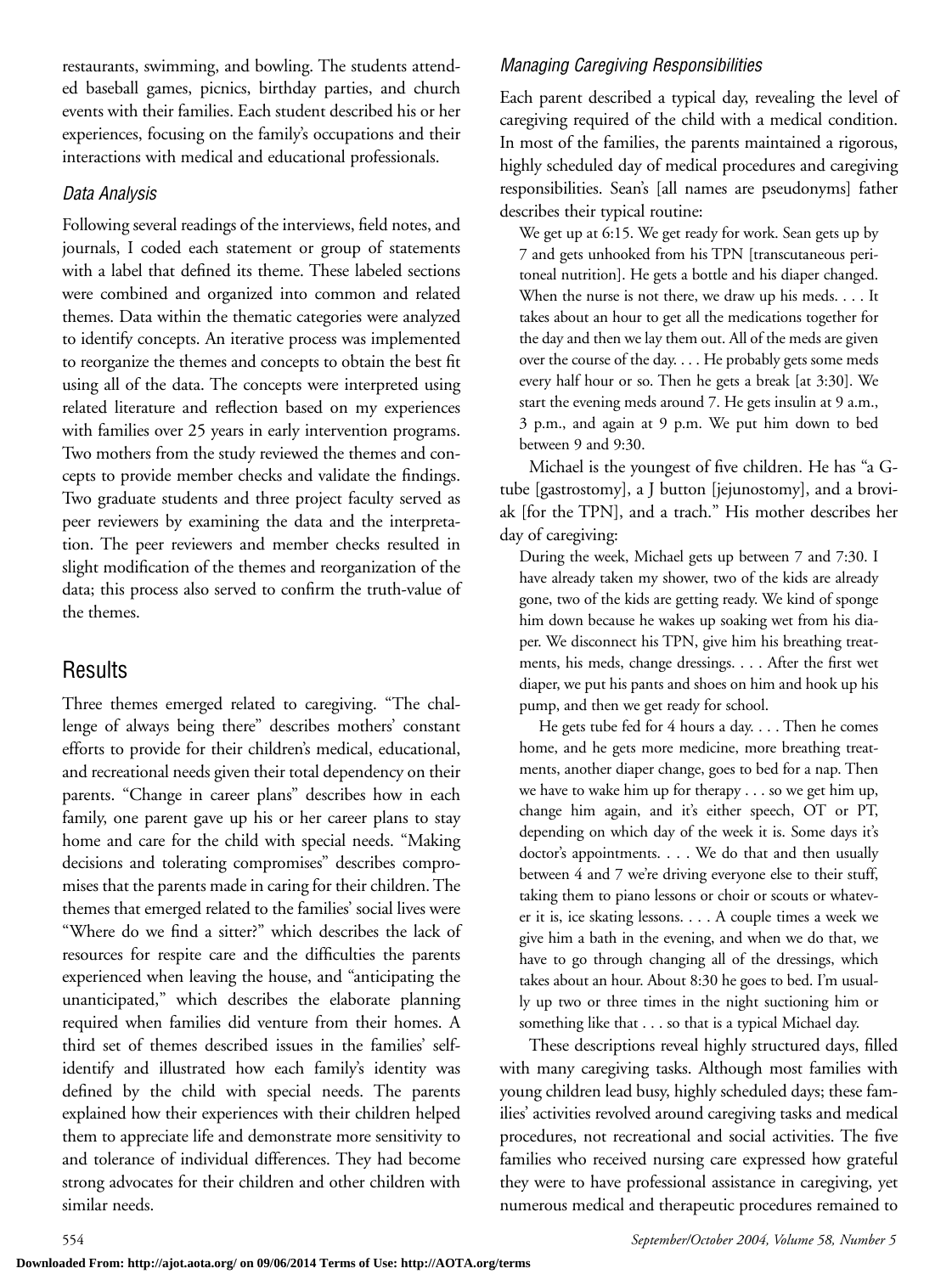restaurants, swimming, and bowling. The students attended baseball games, picnics, birthday parties, and church events with their families. Each student described his or her experiences, focusing on the family's occupations and their interactions with medical and educational professionals.

### *Data Analysis*

Following several readings of the interviews, field notes, and journals, I coded each statement or group of statements with a label that defined its theme. These labeled sections were combined and organized into common and related themes. Data within the thematic categories were analyzed to identify concepts. An iterative process was implemented to reorganize the themes and concepts to obtain the best fit using all of the data. The concepts were interpreted using related literature and reflection based on my experiences with families over 25 years in early intervention programs. Two mothers from the study reviewed the themes and concepts to provide member checks and validate the findings. Two graduate students and three project faculty served as peer reviewers by examining the data and the interpretation. The peer reviewers and member checks resulted in slight modification of the themes and reorganization of the data; this process also served to confirm the truth-value of the themes.

## Results

Three themes emerged related to caregiving. "The challenge of always being there" describes mothers' constant efforts to provide for their children's medical, educational, and recreational needs given their total dependency on their parents. "Change in career plans" describes how in each family, one parent gave up his or her career plans to stay home and care for the child with special needs. "Making decisions and tolerating compromises" describes compromises that the parents made in caring for their children. The themes that emerged related to the families' social lives were "Where do we find a sitter?" which describes the lack of resources for respite care and the difficulties the parents experienced when leaving the house, and "anticipating the unanticipated," which describes the elaborate planning required when families did venture from their homes. A third set of themes described issues in the families' self-identify and illustrated how each family's identity was defined by the child with special needs. The parents explained how their experiences with their children helped them to appreciate life and demonstrate more sensitivity to and tolerance of individual differences. They had become strong advocates for their children and other children with similar needs.

### *Managing Caregiving Responsibilities*

Each parent described a typical day, revealing the level of caregiving required of the child with a medical condition. In most of the families, the parents maintained a rigorous, highly scheduled day of medical procedures and caregiving responsibilities. Sean's [all names are pseudonyms] father describes their typical routine:

> We get up at 6:15. We get ready for work. Sean gets up by 7 and gets unhooked from his TPN [transcutaneous peritoneal nutrition]. He gets a bottle and his diaper changed. When the nurse is not there, we draw up his meds. . . . It takes about an hour to get all the medications together for the day and then we lay them out. All of the meds are given over the course of the day. . . . He probably gets some meds every half hour or so. Then he gets a break [at 3:30]. We start the evening meds around 7. He gets insulin at 9 a.m., 3 p.m., and again at 9 p.m. We put him down to bed between 9 and 9:30.

Michael is the youngest of five children. He has "a G-tube [gastrostomy], a J button [jejunostomy], and a broviak [for the TPN], and a trach." His mother describes her day of caregiving:

> During the week, Michael gets up between 7 and 7:30. I have already taken my shower, two of the kids are already gone, two of the kids are getting ready. We kind of sponge him down because he wakes up soaking wet from his diaper. We disconnect his TPN, give him his breathing treatments, his meds, change dressings. . . . After the first wet diaper, we put his pants and shoes on him and hook up his pump, and then we get ready for school.
>
> He gets tube fed for 4 hours a day. . . . Then he comes home, and he gets more medicine, more breathing treatments, another diaper change, goes to bed for a nap. Then we have to wake him up for therapy . . . so we get him up, change him again, and it's either speech, OT or PT, depending on which day of the week it is. Some days it's doctor's appointments. . . . We do that and then usually between 4 and 7 we're driving everyone else to their stuff, taking them to piano lessons or choir or scouts or whatever it is, ice skating lessons. . . . A couple times a week we give him a bath in the evening, and when we do that, we have to go through changing all of the dressings, which takes about an hour. About 8:30 he goes to bed. I'm usually up two or three times in the night suctioning him or something like that . . . so that is a typical Michael day.

These descriptions reveal highly structured days, filled with many caregiving tasks. Although most families with young children lead busy, highly scheduled days; these families' activities revolved around caregiving tasks and medical procedures, not recreational and social activities. The five families who received nursing care expressed how grateful they were to have professional assistance in caregiving, yet numerous medical and therapeutic procedures remained to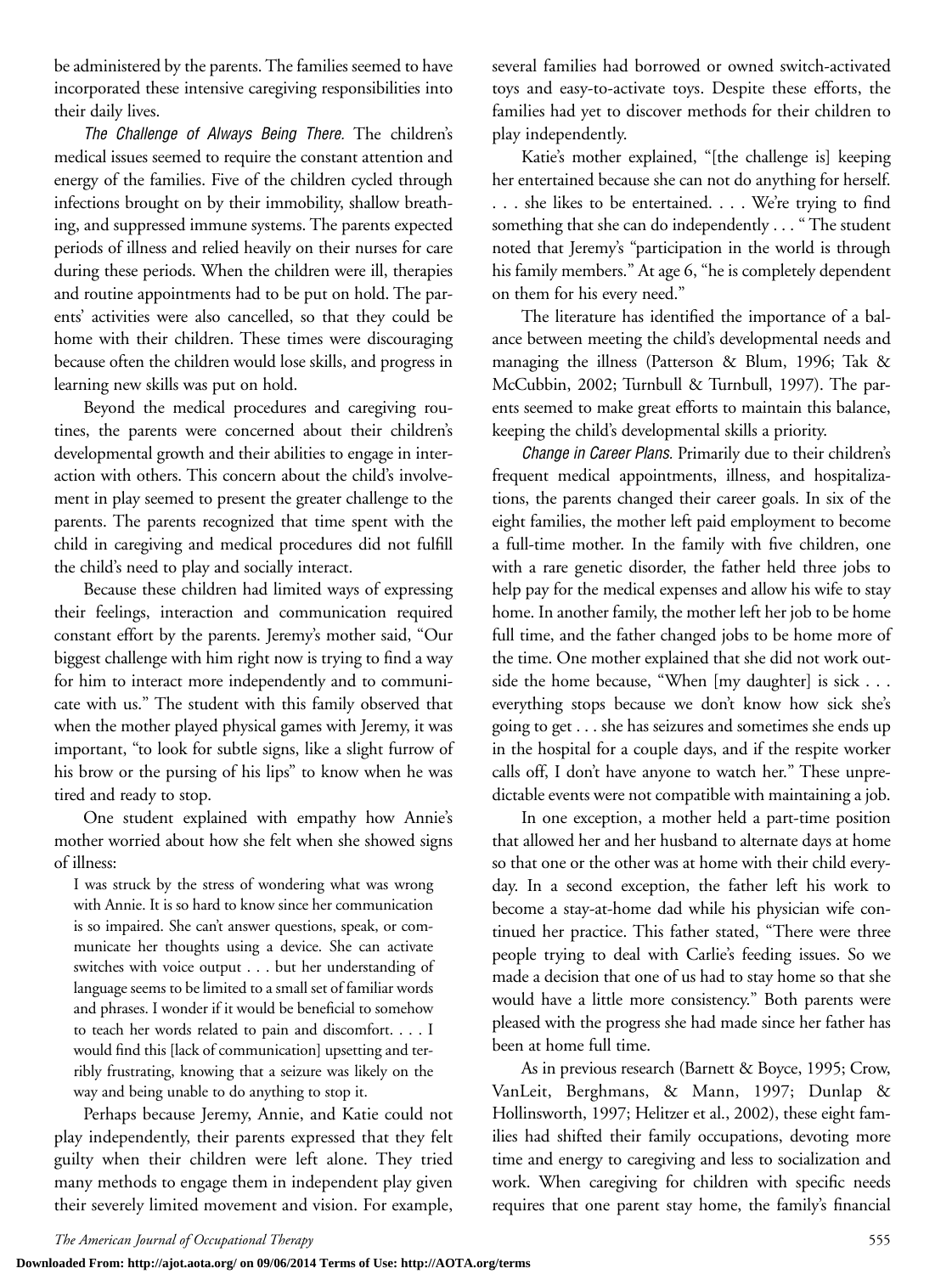be administered by the parents. The families seemed to have incorporated these intensive caregiving responsibilities into their daily lives.

*The Challenge of Always Being There.* The children's medical issues seemed to require the constant attention and energy of the families. Five of the children cycled through infections brought on by their immobility, shallow breathing, and suppressed immune systems. The parents expected periods of illness and relied heavily on their nurses for care during these periods. When the children were ill, therapies and routine appointments had to be put on hold. The parents' activities were also cancelled, so that they could be home with their children. These times were discouraging because often the children would lose skills, and progress in learning new skills was put on hold.

Beyond the medical procedures and caregiving routines, the parents were concerned about their children's developmental growth and their abilities to engage in interaction with others. This concern about the child's involvement in play seemed to present the greater challenge to the parents. The parents recognized that time spent with the child in caregiving and medical procedures did not fulfill the child's need to play and socially interact.

Because these children had limited ways of expressing their feelings, interaction and communication required constant effort by the parents. Jeremy's mother said, "Our biggest challenge with him right now is trying to find a way for him to interact more independently and to communicate with us." The student with this family observed that when the mother played physical games with Jeremy, it was important, "to look for subtle signs, like a slight furrow of his brow or the pursing of his lips" to know when he was tired and ready to stop.

One student explained with empathy how Annie's mother worried about how she felt when she showed signs of illness:

> I was struck by the stress of wondering what was wrong with Annie. It is so hard to know since her communication is so impaired. She can't answer questions, speak, or communicate her thoughts using a device. She can activate switches with voice output . . . but her understanding of language seems to be limited to a small set of familiar words and phrases. I wonder if it would be beneficial to somehow to teach her words related to pain and discomfort. . . . I would find this [lack of communication] upsetting and terribly frustrating, knowing that a seizure was likely on the way and being unable to do anything to stop it.

Perhaps because Jeremy, Annie, and Katie could not play independently, their parents expressed that they felt guilty when their children were left alone. They tried many methods to engage them in independent play given their severely limited movement and vision. For example, several families had borrowed or owned switch-activated toys and easy-to-activate toys. Despite these efforts, the families had yet to discover methods for their children to play independently.

Katie's mother explained, "[the challenge is] keeping her entertained because she can not do anything for herself. . . . she likes to be entertained. . . . We're trying to find something that she can do independently . . . " The student noted that Jeremy's "participation in the world is through his family members." At age 6, "he is completely dependent on them for his every need."

The literature has identified the importance of a balance between meeting the child's developmental needs and managing the illness (Patterson & Blum, 1996; Tak & McCubbin, 2002; Turnbull & Turnbull, 1997). The parents seemed to make great efforts to maintain this balance, keeping the child's developmental skills a priority.

*Change in Career Plans.* Primarily due to their children's frequent medical appointments, illness, and hospitalizations, the parents changed their career goals. In six of the eight families, the mother left paid employment to become a full-time mother. In the family with five children, one with a rare genetic disorder, the father held three jobs to help pay for the medical expenses and allow his wife to stay home. In another family, the mother left her job to be home full time, and the father changed jobs to be home more of the time. One mother explained that she did not work outside the home because, "When [my daughter] is sick . . . everything stops because we don't know how sick she's going to get . . . she has seizures and sometimes she ends up in the hospital for a couple days, and if the respite worker calls off, I don't have anyone to watch her." These unpredictable events were not compatible with maintaining a job.

In one exception, a mother held a part-time position that allowed her and her husband to alternate days at home so that one or the other was at home with their child everyday. In a second exception, the father left his work to become a stay-at-home dad while his physician wife continued her practice. This father stated, "There were three people trying to deal with Carlie's feeding issues. So we made a decision that one of us had to stay home so that she would have a little more consistency." Both parents were pleased with the progress she had made since her father has been at home full time.

As in previous research (Barnett & Boyce, 1995; Crow, VanLeit, Berghmans, & Mann, 1997; Dunlap & Hollinsworth, 1997; Helitzer et al., 2002), these eight families had shifted their family occupations, devoting more time and energy to caregiving and less to socialization and work. When caregiving for children with specific needs requires that one parent stay home, the family's financial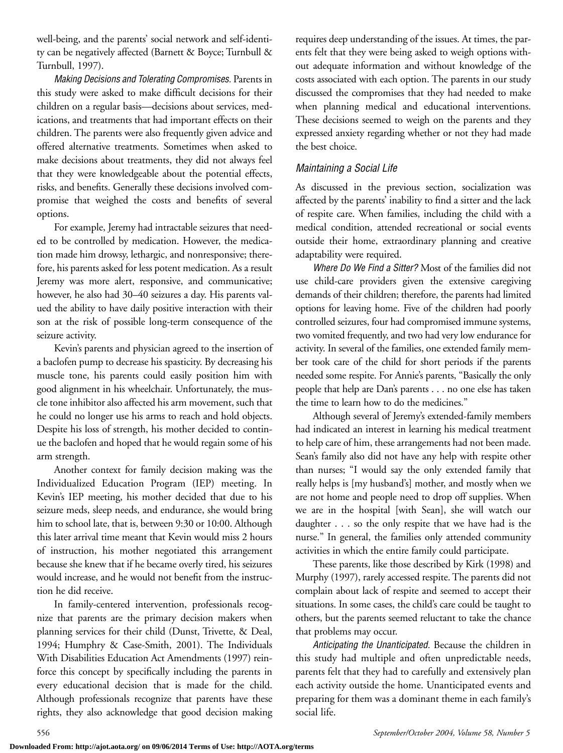well-being, and the parents' social network and self-identity can be negatively affected (Barnett & Boyce; Turnbull & Turnbull, 1997).

*Making Decisions and Tolerating Compromises.* Parents in this study were asked to make difficult decisions for their children on a regular basis—decisions about services, medications, and treatments that had important effects on their children. The parents were also frequently given advice and offered alternative treatments. Sometimes when asked to make decisions about treatments, they did not always feel that they were knowledgeable about the potential effects, risks, and benefits. Generally these decisions involved compromise that weighed the costs and benefits of several options.

For example, Jeremy had intractable seizures that needed to be controlled by medication. However, the medication made him drowsy, lethargic, and nonresponsive; therefore, his parents asked for less potent medication. As a result Jeremy was more alert, responsive, and communicative; however, he also had 30–40 seizures a day. His parents valued the ability to have daily positive interaction with their son at the risk of possible long-term consequence of the seizure activity.

Kevin's parents and physician agreed to the insertion of a baclofen pump to decrease his spasticity. By decreasing his muscle tone, his parents could easily position him with good alignment in his wheelchair. Unfortunately, the muscle tone inhibitor also affected his arm movement, such that he could no longer use his arms to reach and hold objects. Despite his loss of strength, his mother decided to continue the baclofen and hoped that he would regain some of his arm strength.

Another context for family decision making was the Individualized Education Program (IEP) meeting. In Kevin's IEP meeting, his mother decided that due to his seizure meds, sleep needs, and endurance, she would bring him to school late, that is, between 9:30 or 10:00. Although this later arrival time meant that Kevin would miss 2 hours of instruction, his mother negotiated this arrangement because she knew that if he became overly tired, his seizures would increase, and he would not benefit from the instruction he did receive.

In family-centered intervention, professionals recognize that parents are the primary decision makers when planning services for their child (Dunst, Trivette, & Deal, 1994; Humphry & Case-Smith, 2001). The Individuals With Disabilities Education Act Amendments (1997) reinforce this concept by specifically including the parents in every educational decision that is made for the child. Although professionals recognize that parents have these rights, they also acknowledge that good decision making requires deep understanding of the issues. At times, the parents felt that they were being asked to weigh options without adequate information and without knowledge of the costs associated with each option. The parents in our study discussed the compromises that they had needed to make when planning medical and educational interventions. These decisions seemed to weigh on the parents and they expressed anxiety regarding whether or not they had made the best choice.

### *Maintaining a Social Life*

As discussed in the previous section, socialization was affected by the parents' inability to find a sitter and the lack of respite care. When families, including the child with a medical condition, attended recreational or social events outside their home, extraordinary planning and creative adaptability were required.

*Where Do We Find a Sitter?* Most of the families did not use child-care providers given the extensive caregiving demands of their children; therefore, the parents had limited options for leaving home. Five of the children had poorly controlled seizures, four had compromised immune systems, two vomited frequently, and two had very low endurance for activity. In several of the families, one extended family member took care of the child for short periods if the parents needed some respite. For Annie's parents, "Basically the only people that help are Dan's parents . . . no one else has taken the time to learn how to do the medicines."

Although several of Jeremy's extended-family members had indicated an interest in learning his medical treatment to help care of him, these arrangements had not been made. Sean's family also did not have any help with respite other than nurses; "I would say the only extended family that really helps is [my husband's] mother, and mostly when we are not home and people need to drop off supplies. When we are in the hospital [with Sean], she will watch our daughter . . . so the only respite that we have had is the nurse." In general, the families only attended community activities in which the entire family could participate.

These parents, like those described by Kirk (1998) and Murphy (1997), rarely accessed respite. The parents did not complain about lack of respite and seemed to accept their situations. In some cases, the child's care could be taught to others, but the parents seemed reluctant to take the chance that problems may occur.

*Anticipating the Unanticipated.* Because the children in this study had multiple and often unpredictable needs, parents felt that they had to carefully and extensively plan each activity outside the home. Unanticipated events and preparing for them was a dominant theme in each family's social life.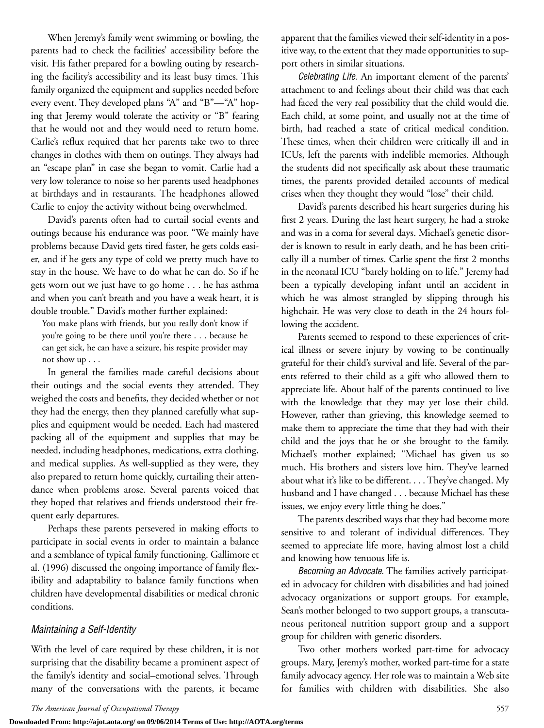When Jeremy's family went swimming or bowling, the parents had to check the facilities' accessibility before the visit. His father prepared for a bowling outing by researching the facility's accessibility and its least busy times. This family organized the equipment and supplies needed before every event. They developed plans "A" and "B"—"A" hoping that Jeremy would tolerate the activity or "B" fearing that he would not and they would need to return home. Carlie's reflux required that her parents take two to three changes in clothes with them on outings. They always had an "escape plan" in case she began to vomit. Carlie had a very low tolerance to noise so her parents used headphones at birthdays and in restaurants. The headphones allowed Carlie to enjoy the activity without being overwhelmed.

David's parents often had to curtail social events and outings because his endurance was poor. "We mainly have problems because David gets tired faster, he gets colds easier, and if he gets any type of cold we pretty much have to stay in the house. We have to do what he can do. So if he gets worn out we just have to go home . . . he has asthma and when you can't breath and you have a weak heart, it is double trouble." David's mother further explained:

> You make plans with friends, but you really don't know if you're going to be there until you're there . . . because he can get sick, he can have a seizure, his respite provider may not show up . . .

In general the families made careful decisions about their outings and the social events they attended. They weighed the costs and benefits, they decided whether or not they had the energy, then they planned carefully what supplies and equipment would be needed. Each had mastered packing all of the equipment and supplies that may be needed, including headphones, medications, extra clothing, and medical supplies. As well-supplied as they were, they also prepared to return home quickly, curtailing their attendance when problems arose. Several parents voiced that they hoped that relatives and friends understood their frequent early departures.

Perhaps these parents persevered in making efforts to participate in social events in order to maintain a balance and a semblance of typical family functioning. Gallimore et al. (1996) discussed the ongoing importance of family flexibility and adaptability to balance family functions when children have developmental disabilities or medical chronic conditions.

### Maintaining a Self-Identity

With the level of care required by these children, it is not surprising that the disability became a prominent aspect of the family's identity and social–emotional selves. Through many of the conversations with the parents, it became apparent that the families viewed their self-identity in a positive way, to the extent that they made opportunities to support others in similar situations.

*Celebrating Life.* An important element of the parents' attachment to and feelings about their child was that each had faced the very real possibility that the child would die. Each child, at some point, and usually not at the time of birth, had reached a state of critical medical condition. These times, when their children were critically ill and in ICUs, left the parents with indelible memories. Although the students did not specifically ask about these traumatic times, the parents provided detailed accounts of medical crises when they thought they would "lose" their child.

David's parents described his heart surgeries during his first 2 years. During the last heart surgery, he had a stroke and was in a coma for several days. Michael's genetic disorder is known to result in early death, and he has been critically ill a number of times. Carlie spent the first 2 months in the neonatal ICU "barely holding on to life." Jeremy had been a typically developing infant until an accident in which he was almost strangled by slipping through his highchair. He was very close to death in the 24 hours following the accident.

Parents seemed to respond to these experiences of critical illness or severe injury by vowing to be continually grateful for their child's survival and life. Several of the parents referred to their child as a gift who allowed them to appreciate life. About half of the parents continued to live with the knowledge that they may yet lose their child. However, rather than grieving, this knowledge seemed to make them to appreciate the time that they had with their child and the joys that he or she brought to the family. Michael's mother explained; "Michael has given us so much. His brothers and sisters love him. They've learned about what it's like to be different. . . . They've changed. My husband and I have changed . . . because Michael has these issues, we enjoy every little thing he does."

The parents described ways that they had become more sensitive to and tolerant of individual differences. They seemed to appreciate life more, having almost lost a child and knowing how tenuous life is.

*Becoming an Advocate.* The families actively participated in advocacy for children with disabilities and had joined advocacy organizations or support groups. For example, Sean's mother belonged to two support groups, a transcutaneous peritoneal nutrition support group and a support group for children with genetic disorders.

Two other mothers worked part-time for advocacy groups. Mary, Jeremy's mother, worked part-time for a state family advocacy agency. Her role was to maintain a Web site for families with children with disabilities. She also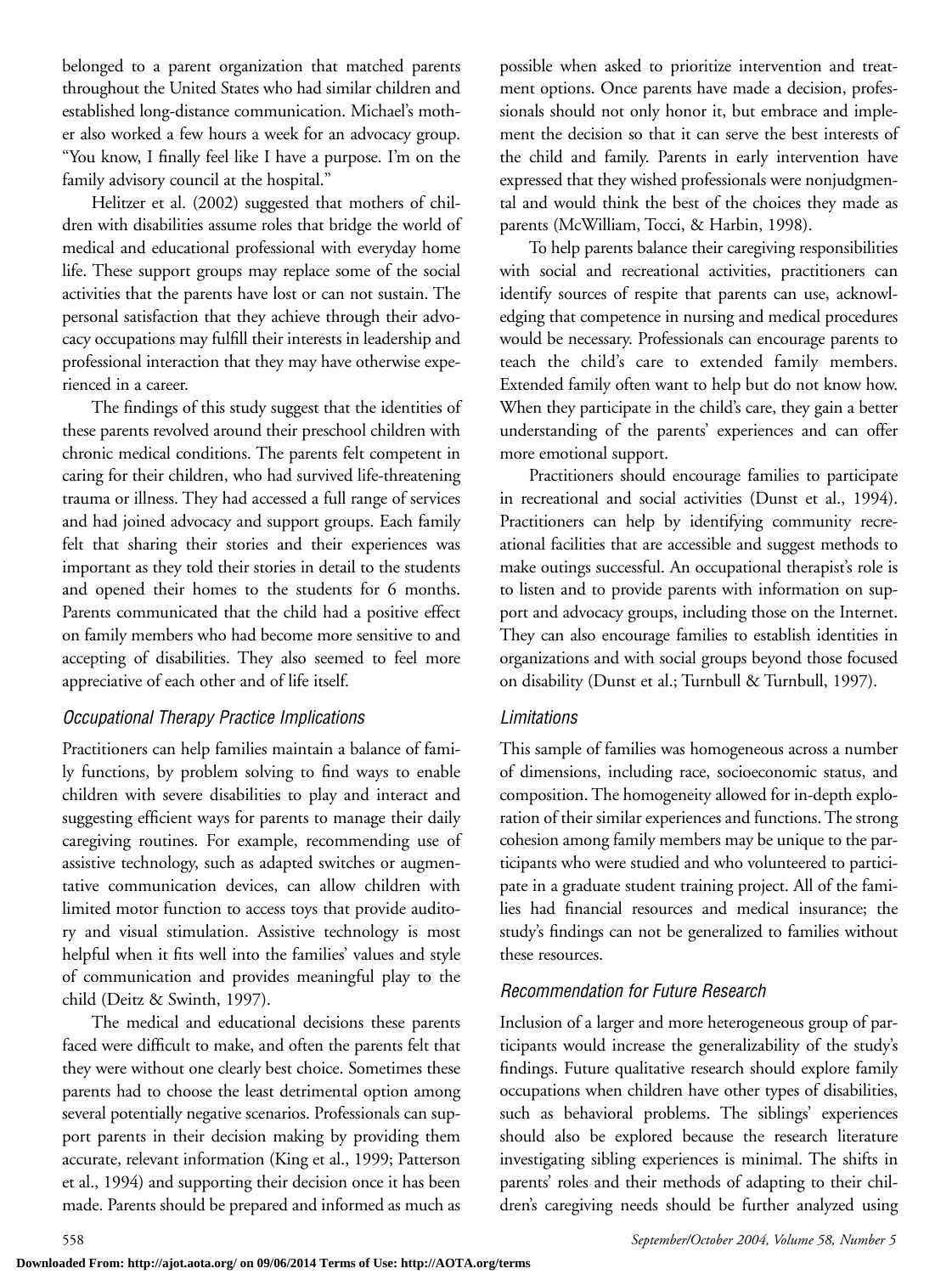belonged to a parent organization that matched parents throughout the United States who had similar children and established long-distance communication. Michael's mother also worked a few hours a week for an advocacy group. "You know, I finally feel like I have a purpose. I'm on the family advisory council at the hospital."

Helitzer et al. (2002) suggested that mothers of children with disabilities assume roles that bridge the world of medical and educational professional with everyday home life. These support groups may replace some of the social activities that the parents have lost or can not sustain. The personal satisfaction that they achieve through their advocacy occupations may fulfill their interests in leadership and professional interaction that they may have otherwise experienced in a career.

The findings of this study suggest that the identities of these parents revolved around their preschool children with chronic medical conditions. The parents felt competent in caring for their children, who had survived life-threatening trauma or illness. They had accessed a full range of services and had joined advocacy and support groups. Each family felt that sharing their stories and their experiences was important as they told their stories in detail to the students and opened their homes to the students for 6 months. Parents communicated that the child had a positive effect on family members who had become more sensitive to and accepting of disabilities. They also seemed to feel more appreciative of each other and of life itself.

### *Occupational Therapy Practice Implications*

Practitioners can help families maintain a balance of family functions, by problem solving to find ways to enable children with severe disabilities to play and interact and suggesting efficient ways for parents to manage their daily caregiving routines. For example, recommending use of assistive technology, such as adapted switches or augmentative communication devices, can allow children with limited motor function to access toys that provide auditory and visual stimulation. Assistive technology is most helpful when it fits well into the families' values and style of communication and provides meaningful play to the child (Deitz & Swinth, 1997).

The medical and educational decisions these parents faced were difficult to make, and often the parents felt that they were without one clearly best choice. Sometimes these parents had to choose the least detrimental option among several potentially negative scenarios. Professionals can support parents in their decision making by providing them accurate, relevant information (King et al., 1999; Patterson et al., 1994) and supporting their decision once it has been made. Parents should be prepared and informed as much as possible when asked to prioritize intervention and treatment options. Once parents have made a decision, professionals should not only honor it, but embrace and implement the decision so that it can serve the best interests of the child and family. Parents in early intervention have expressed that they wished professionals were nonjudgmental and would think the best of the choices they made as parents (McWilliam, Tocci, & Harbin, 1998).

To help parents balance their caregiving responsibilities with social and recreational activities, practitioners can identify sources of respite that parents can use, acknowledging that competence in nursing and medical procedures would be necessary. Professionals can encourage parents to teach the child's care to extended family members. Extended family often want to help but do not know how. When they participate in the child's care, they gain a better understanding of the parents' experiences and can offer more emotional support.

Practitioners should encourage families to participate in recreational and social activities (Dunst et al., 1994). Practitioners can help by identifying community recreational facilities that are accessible and suggest methods to make outings successful. An occupational therapist's role is to listen and to provide parents with information on support and advocacy groups, including those on the Internet. They can also encourage families to establish identities in organizations and with social groups beyond those focused on disability (Dunst et al.; Turnbull & Turnbull, 1997).

### *Limitations*

This sample of families was homogeneous across a number of dimensions, including race, socioeconomic status, and composition. The homogeneity allowed for in-depth exploration of their similar experiences and functions. The strong cohesion among family members may be unique to the participants who were studied and who volunteered to participate in a graduate student training project. All of the families had financial resources and medical insurance; the study's findings can not be generalized to families without these resources.

### *Recommendation for Future Research*

Inclusion of a larger and more heterogeneous group of participants would increase the generalizability of the study's findings. Future qualitative research should explore family occupations when children have other types of disabilities, such as behavioral problems. The siblings' experiences should also be explored because the research literature investigating sibling experiences is minimal. The shifts in parents' roles and their methods of adapting to their children's caregiving needs should be further analyzed using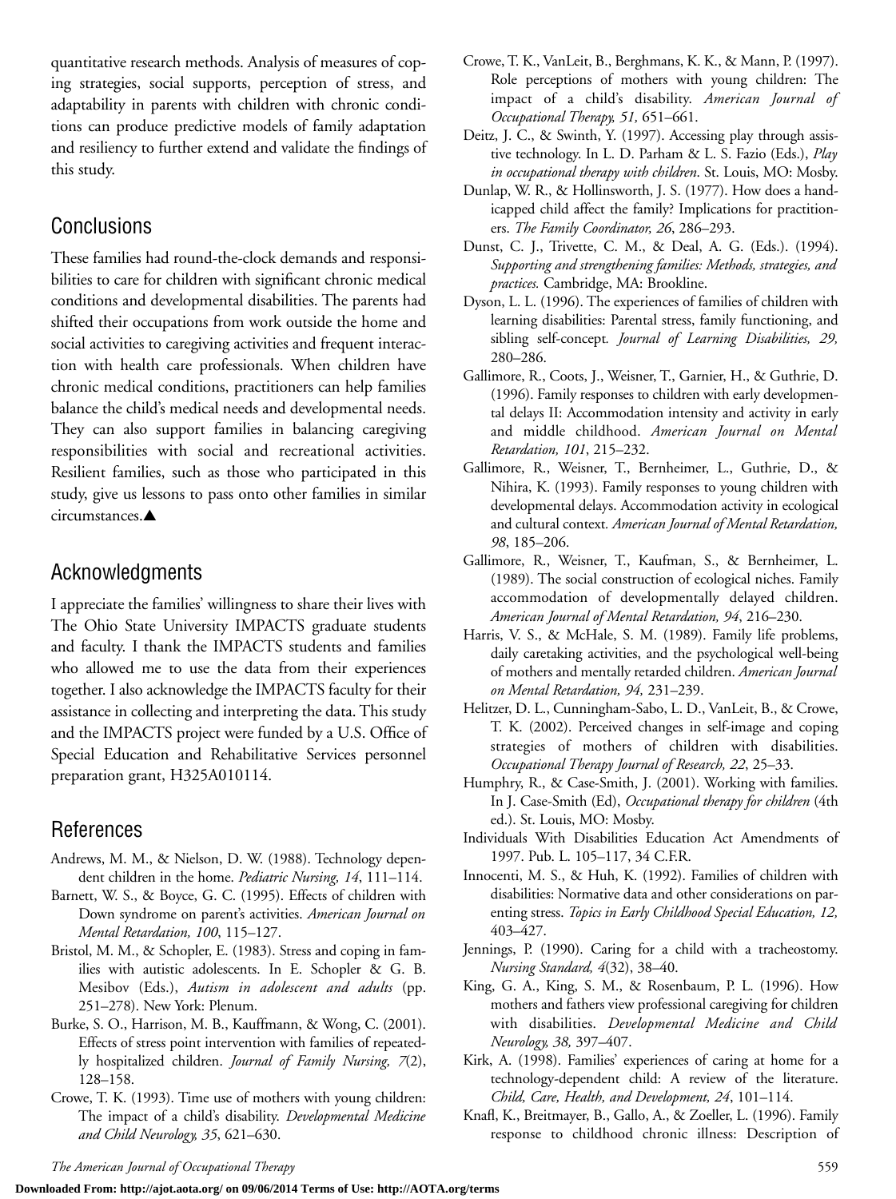quantitative research methods. Analysis of measures of coping strategies, social supports, perception of stress, and adaptability in parents with children with chronic conditions can produce predictive models of family adaptation and resiliency to further extend and validate the findings of this study.

## Conclusions

These families had round-the-clock demands and responsibilities to care for children with significant chronic medical conditions and developmental disabilities. The parents had shifted their occupations from work outside the home and social activities to caregiving activities and frequent interaction with health care professionals. When children have chronic medical conditions, practitioners can help families balance the child's medical needs and developmental needs. They can also support families in balancing caregiving responsibilities with social and recreational activities. Resilient families, such as those who participated in this study, give us lessons to pass onto other families in similar circumstances.▲

## Acknowledgments

I appreciate the families' willingness to share their lives with The Ohio State University IMPACTS graduate students and faculty. I thank the IMPACTS students and families who allowed me to use the data from their experiences together. I also acknowledge the IMPACTS faculty for their assistance in collecting and interpreting the data. This study and the IMPACTS project were funded by a U.S. Office of Special Education and Rehabilitative Services personnel preparation grant, H325A010114.

## References

Andrews, M. M., & Nielson, D. W. (1988). Technology dependent children in the home. *Pediatric Nursing, 14*, 111–114.

Barnett, W. S., & Boyce, G. C. (1995). Effects of children with Down syndrome on parent's activities. *American Journal on Mental Retardation, 100*, 115–127.

Bristol, M. M., & Schopler, E. (1983). Stress and coping in families with autistic adolescents. In E. Schopler & G. B. Mesibov (Eds.), *Autism in adolescent and adults* (pp. 251–278). New York: Plenum.

Burke, S. O., Harrison, M. B., Kauffmann, & Wong, C. (2001). Effects of stress point intervention with families of repeatedly hospitalized children. *Journal of Family Nursing, 7*(2), 128–158.

Crowe, T. K. (1993). Time use of mothers with young children: The impact of a child's disability. *Developmental Medicine and Child Neurology, 35*, 621–630.

Crowe, T. K., VanLeit, B., Berghmans, K. K., & Mann, P. (1997). Role perceptions of mothers with young children: The impact of a child's disability. *American Journal of Occupational Therapy, 51,* 651–661.

Deitz, J. C., & Swinth, Y. (1997). Accessing play through assistive technology. In L. D. Parham & L. S. Fazio (Eds.), *Play in occupational therapy with children*. St. Louis, MO: Mosby.

Dunlap, W. R., & Hollinsworth, J. S. (1977). How does a handicapped child affect the family? Implications for practitioners. *The Family Coordinator, 26*, 286–293.

Dunst, C. J., Trivette, C. M., & Deal, A. G. (Eds.). (1994). *Supporting and strengthening families: Methods, strategies, and practices.* Cambridge, MA: Brookline.

Dyson, L. L. (1996). The experiences of families of children with learning disabilities: Parental stress, family functioning, and sibling self-concept*. Journal of Learning Disabilities, 29,* 280–286.

Gallimore, R., Coots, J., Weisner, T., Garnier, H., & Guthrie, D. (1996). Family responses to children with early developmental delays II: Accommodation intensity and activity in early and middle childhood. *American Journal on Mental Retardation, 101*, 215–232.

Gallimore, R., Weisner, T., Bernheimer, L., Guthrie, D., & Nihira, K. (1993). Family responses to young children with developmental delays. Accommodation activity in ecological and cultural context. *American Journal of Mental Retardation, 98*, 185–206.

Gallimore, R., Weisner, T., Kaufman, S., & Bernheimer, L. (1989). The social construction of ecological niches. Family accommodation of developmentally delayed children. *American Journal of Mental Retardation, 94*, 216–230.

Harris, V. S., & McHale, S. M. (1989). Family life problems, daily caretaking activities, and the psychological well-being of mothers and mentally retarded children. *American Journal on Mental Retardation, 94,* 231–239.

Helitzer, D. L., Cunningham-Sabo, L. D., VanLeit, B., & Crowe, T. K. (2002). Perceived changes in self-image and coping strategies of mothers of children with disabilities. *Occupational Therapy Journal of Research, 22*, 25–33.

Humphry, R., & Case-Smith, J. (2001). Working with families. In J. Case-Smith (Ed), *Occupational therapy for children* (4th ed.). St. Louis, MO: Mosby.

Individuals With Disabilities Education Act Amendments of 1997. Pub. L. 105–117, 34 C.F.R.

Innocenti, M. S., & Huh, K. (1992). Families of children with disabilities: Normative data and other considerations on parenting stress. *Topics in Early Childhood Special Education, 12,* 403–427.

Jennings, P. (1990). Caring for a child with a tracheostomy. *Nursing Standard, 4*(32), 38–40.

King, G. A., King, S. M., & Rosenbaum, P. L. (1996). How mothers and fathers view professional caregiving for children with disabilities. *Developmental Medicine and Child Neurology, 38,* 397–407.

Kirk, A. (1998). Families' experiences of caring at home for a technology-dependent child: A review of the literature. *Child, Care, Health, and Development, 24*, 101–114.

Knafl, K., Breitmayer, B., Gallo, A., & Zoeller, L. (1996). Family response to childhood chronic illness: Description of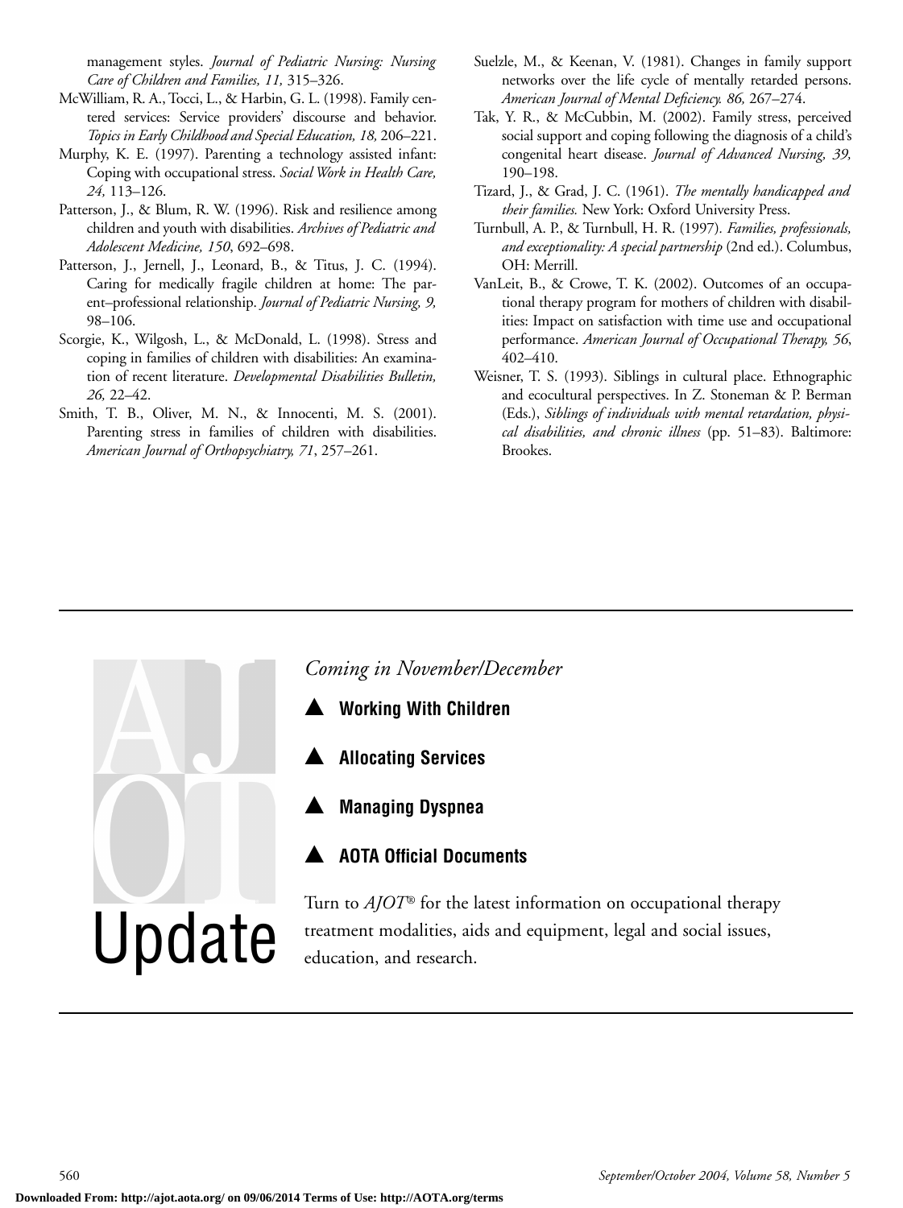management styles. *Journal of Pediatric Nursing: Nursing Care of Children and Families, 11,* 315–326.

McWilliam, R. A., Tocci, L., & Harbin, G. L. (1998). Family centered services: Service providers' discourse and behavior. *Topics in Early Childhood and Special Education, 18,* 206–221.

Murphy, K. E. (1997). Parenting a technology assisted infant: Coping with occupational stress. *Social Work in Health Care, 24,* 113–126.

Patterson, J., & Blum, R. W. (1996). Risk and resilience among children and youth with disabilities. *Archives of Pediatric and Adolescent Medicine, 150*, 692–698.

Patterson, J., Jernell, J., Leonard, B., & Titus, J. C. (1994). Caring for medically fragile children at home: The parent–professional relationship. *Journal of Pediatric Nursing, 9,* 98–106.

Scorgie, K., Wilgosh, L., & McDonald, L. (1998). Stress and coping in families of children with disabilities: An examination of recent literature. *Developmental Disabilities Bulletin, 26,* 22–42.

Smith, T. B., Oliver, M. N., & Innocenti, M. S. (2001). Parenting stress in families of children with disabilities. *American Journal of Orthopsychiatry, 71*, 257–261.

Suelzle, M., & Keenan, V. (1981). Changes in family support networks over the life cycle of mentally retarded persons. *American Journal of Mental Deficiency. 86,* 267–274.

Tak, Y. R., & McCubbin, M. (2002). Family stress, perceived social support and coping following the diagnosis of a child's congenital heart disease. *Journal of Advanced Nursing, 39,* 190–198.

Tizard, J., & Grad, J. C. (1961). *The mentally handicapped and their families.* New York: Oxford University Press.

Turnbull, A. P., & Turnbull, H. R. (1997). *Families, professionals, and exceptionality: A special partnership* (2nd ed.). Columbus, OH: Merrill.

VanLeit, B., & Crowe, T. K. (2002). Outcomes of an occupational therapy program for mothers of children with disabilities: Impact on satisfaction with time use and occupational performance. *American Journal of Occupational Therapy, 56*, 402–410.

Weisner, T. S. (1993). Siblings in cultural place. Ethnographic and ecocultural perspectives. In Z. Stoneman & P. Berman (Eds.), *Siblings of individuals with mental retardation, physical disabilities, and chronic illness* (pp. 51–83). Baltimore: Brookes.

---

AJOT Update

*Coming in November/December*

- ▲ **Working With Children**
- ▲ **Allocating Services**
- ▲ **Managing Dyspnea**
- ▲ **AOTA Official Documents**

Turn to *AJOT*® for the latest information on occupational therapy treatment modalities, aids and equipment, legal and social issues, education, and research.